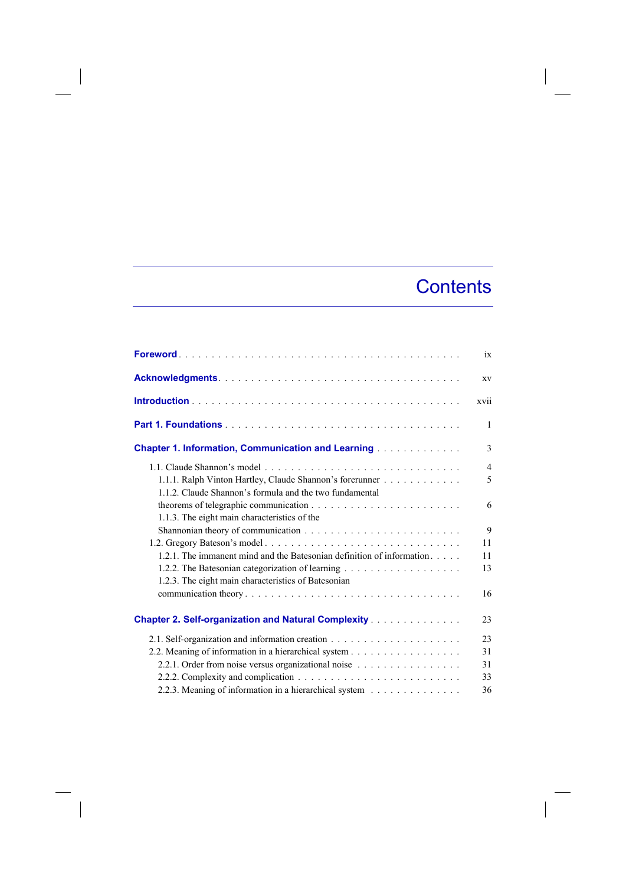# Contents

**Foreword** . . . . . . . . . . ix

**Acknowledgments** . . . . . . . . . . xv

**Introduction** . . . . . . . . . . xvii

**Part 1. Foundations** . . . . . . . . . . 1

**Chapter 1. Information, Communication and Learning** . . . . . . . . . . 3

1.1. Claude Shannon's model . . . . . . . . . . 4
  1.1.1. Ralph Vinton Hartley, Claude Shannon's forerunner . . . . . . . . . . 5
  1.1.2. Claude Shannon's formula and the two fundamental theorems of telegraphic communication . . . . . . . . . . 6
  1.1.3. The eight main characteristics of the Shannonian theory of communication . . . . . . . . . . 9
1.2. Gregory Bateson's model . . . . . . . . . . 11
  1.2.1. The immanent mind and the Batesonian definition of information . . . . . . . . . . 11
  1.2.2. The Batesonian categorization of learning . . . . . . . . . . 13
  1.2.3. The eight main characteristics of Batesonian communication theory . . . . . . . . . . 16

**Chapter 2. Self-organization and Natural Complexity** . . . . . . . . . . 23

2.1. Self-organization and information creation . . . . . . . . . . 23
2.2. Meaning of information in a hierarchical system . . . . . . . . . . 31
  2.2.1. Order from noise versus organizational noise . . . . . . . . . . 31
  2.2.2. Complexity and complication . . . . . . . . . . 33
  2.2.3. Meaning of information in a hierarchical system . . . . . . . . . . 36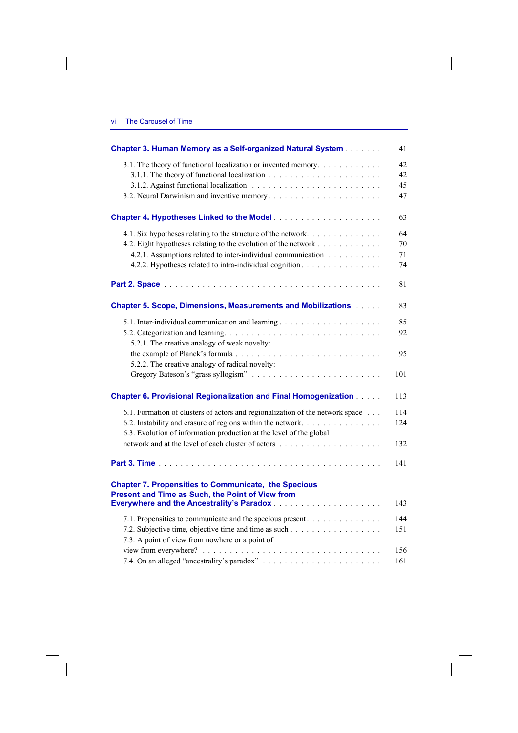**Chapter 3. Human Memory as a Self-organized Natural System** . . . . . . . 41

3.1. The theory of functional localization or invented memory . . . . . . . . . . . 42
3.1.1. The theory of functional localization . . . . . . . . . . . . . . . . . . . . . 42
3.1.2. Against functional localization . . . . . . . . . . . . . . . . . . . . . . . 45
3.2. Neural Darwinism and inventive memory . . . . . . . . . . . . . . . . . . . 47

**Chapter 4. Hypotheses Linked to the Model** . . . . . . . . . . . . . . . . . . . . 63

4.1. Six hypotheses relating to the structure of the network . . . . . . . . . . . . . 64
4.2. Eight hypotheses relating to the evolution of the network . . . . . . . . . . . 70
4.2.1. Assumptions related to inter-individual communication . . . . . . . . . . 71
4.2.2. Hypotheses related to intra-individual cognition . . . . . . . . . . . . . . 74

**Part 2. Space** . . . . . . . . . . . . . . . . . . . . . . . . . . . . . . . . . . . . . 81

**Chapter 5. Scope, Dimensions, Measurements and Mobilizations** . . . . . 83

5.1. Inter-individual communication and learning . . . . . . . . . . . . . . . . . . 85
5.2. Categorization and learning . . . . . . . . . . . . . . . . . . . . . . . . . . . 92
5.2.1. The creative analogy of weak novelty: the example of Planck's formula . . . . . . . . . . . . . . . . . . . . . . . . . 95
5.2.2. The creative analogy of radical novelty: Gregory Bateson's "grass syllogism" . . . . . . . . . . . . . . . . . . . . . . 101

**Chapter 6. Provisional Regionalization and Final Homogenization** . . . . . 113

6.1. Formation of clusters of actors and regionalization of the network space . . . 114
6.2. Instability and erasure of regions within the network . . . . . . . . . . . . . . 124
6.3. Evolution of information production at the level of the global network and at the level of each cluster of actors . . . . . . . . . . . . . . . . . . . 132

**Part 3. Time** . . . . . . . . . . . . . . . . . . . . . . . . . . . . . . . . . . . . . . 141

**Chapter 7. Propensities to Communicate, the Specious Present and Time as Such, the Point of View from Everywhere and the Ancestrality's Paradox** . . . . . . . . . . . . . . . . . . . . 143

7.1. Propensities to communicate and the specious present . . . . . . . . . . . . . 144
7.2. Subjective time, objective time and time as such . . . . . . . . . . . . . . . . 151
7.3. A point of view from nowhere or a point of view from everywhere? . . . . . . . . . . . . . . . . . . . . . . . . . . . . . . . 156
7.4. On an alleged "ancestrality's paradox" . . . . . . . . . . . . . . . . . . . . . 161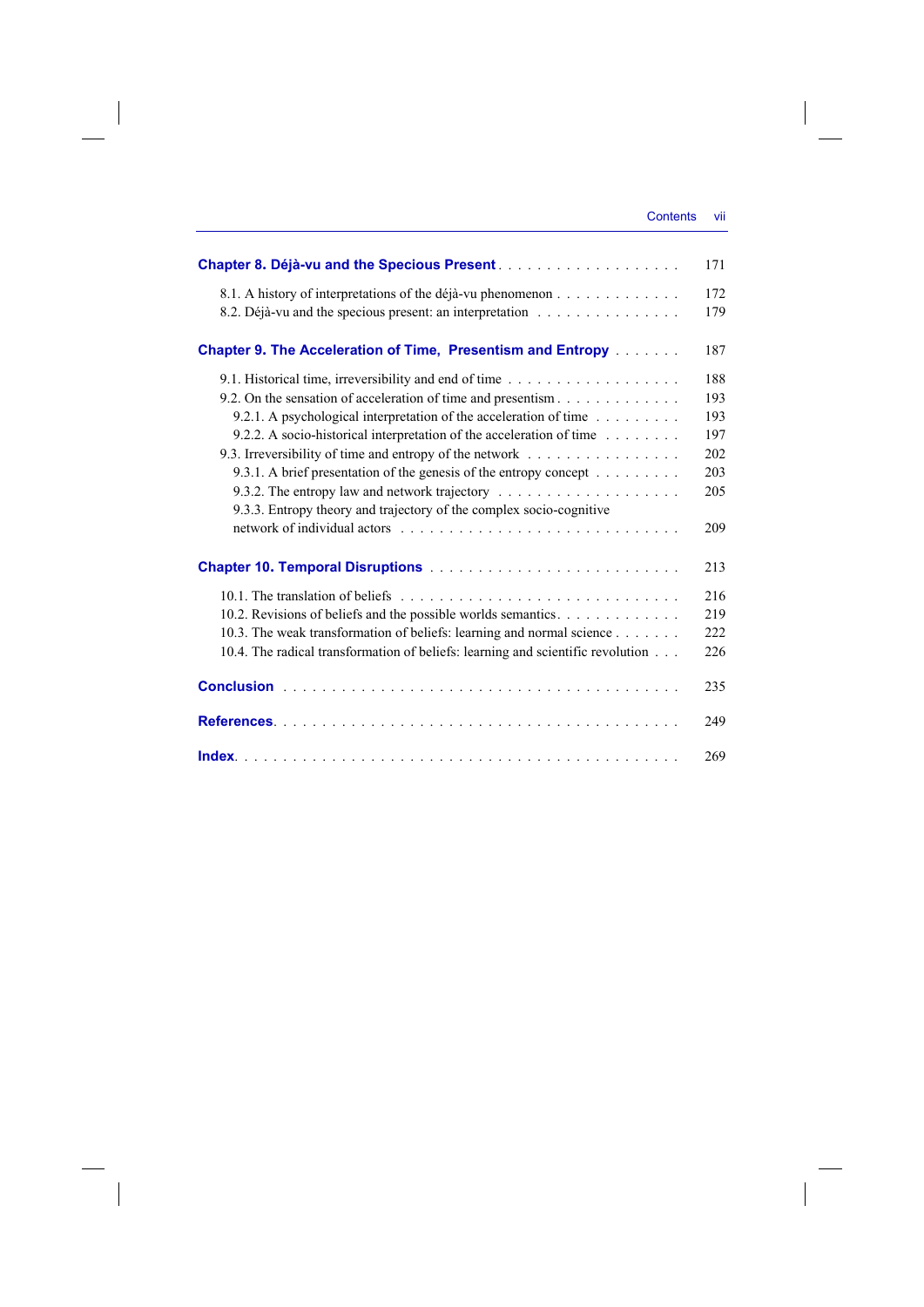**Chapter 8. Déjà-vu and the Specious Present** . . . . . . . . . . . . . . . . . . . 171

8.1. A history of interpretations of the déjà-vu phenomenon . . . . . . . . . . . . . 172
8.2. Déjà-vu and the specious present: an interpretation . . . . . . . . . . . . . . . 179

**Chapter 9. The Acceleration of Time, Presentism and Entropy** . . . . . . . 187

9.1. Historical time, irreversibility and end of time . . . . . . . . . . . . . . . . . . 188
9.2. On the sensation of acceleration of time and presentism . . . . . . . . . . . . . 193
9.2.1. A psychological interpretation of the acceleration of time . . . . . . . . . 193
9.2.2. A socio-historical interpretation of the acceleration of time . . . . . . . . 197
9.3. Irreversibility of time and entropy of the network . . . . . . . . . . . . . . . . 202
9.3.1. A brief presentation of the genesis of the entropy concept . . . . . . . . . 203
9.3.2. The entropy law and network trajectory . . . . . . . . . . . . . . . . . . . 205
9.3.3. Entropy theory and trajectory of the complex socio-cognitive network of individual actors . . . . . . . . . . . . . . . . . . . . . . . . . . . 209

**Chapter 10. Temporal Disruptions** . . . . . . . . . . . . . . . . . . . . . . . . . 213

10.1. The translation of beliefs . . . . . . . . . . . . . . . . . . . . . . . . . . . . 216
10.2. Revisions of beliefs and the possible worlds semantics . . . . . . . . . . . . . 219
10.3. The weak transformation of beliefs: learning and normal science . . . . . . . 222
10.4. The radical transformation of beliefs: learning and scientific revolution . . . 226

**Conclusion** . . . . . . . . . . . . . . . . . . . . . . . . . . . . . . . . . . . . . . 235

**References** . . . . . . . . . . . . . . . . . . . . . . . . . . . . . . . . . . . . . . 249

**Index** . . . . . . . . . . . . . . . . . . . . . . . . . . . . . . . . . . . . . . . . 269